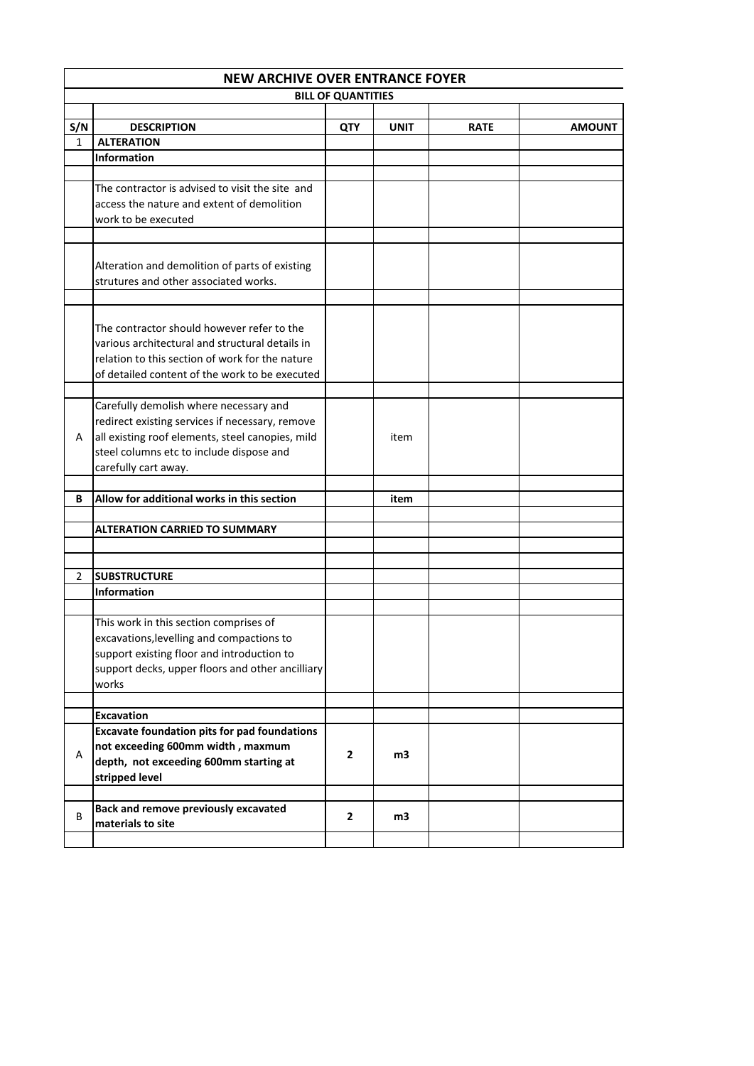| NEW ARCHIVE OVER ENTRANCE FOYER | | | | | |
|---|---|---|---|---|---|
| BILL OF QUANTITIES | | | | | |
| | | | | | |
| S/N | DESCRIPTION | QTY | UNIT | RATE | AMOUNT |
| 1 | **ALTERATION** | | | | |
| | **Information** | | | | |
| | | | | | |
| | The contractor is advised to visit the site and access the nature and extent of demolition work to be executed | | | | |
| | | | | | |
| | Alteration and demolition of parts of existing strutures and other associated works. | | | | |
| | | | | | |
| | The contractor should however refer to the various architectural and structural details in relation to this section of work for the nature of detailed content of the work to be executed | | | | |
| | | | | | |
| A | Carefully demolish where necessary and redirect existing services if necessary, remove all existing roof elements, steel canopies, mild steel columns etc to include dispose and carefully cart away. | | item | | |
| | | | | | |
| **B** | **Allow for additional works in this section** | | **item** | | |
| | | | | | |
| | **ALTERATION CARRIED TO SUMMARY** | | | | |
| | | | | | |
| | | | | | |
| 2 | **SUBSTRUCTURE** | | | | |
| | **Information** | | | | |
| | | | | | |
| | This work in this section comprises of excavations,levelling and compactions to support existing floor and introduction to support decks, upper floors and other ancilliary works | | | | |
| | | | | | |
| | **Excavation** | | | | |
| A | **Excavate foundation pits for pad foundations not exceeding 600mm width , maxmum depth, not exceeding 600mm starting at stripped level** | **2** | **m3** | | |
| | | | | | |
| B | **Back and remove previously excavated materials to site** | **2** | **m3** | | |
| | | | | | |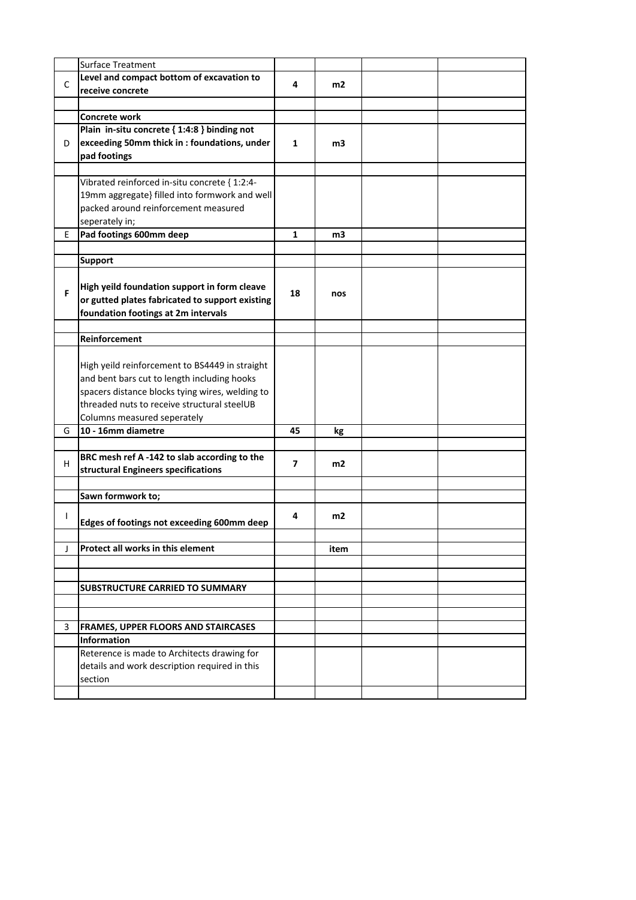| | | | | | |
|---|---|---|---|---|---|
| | Surface Treatment | | | | |
| C | **Level and compact bottom of excavation to receive concrete** | **4** | **m2** | | |
| | | | | | |
| | **Concrete work** | | | | |
| D | **Plain in-situ concrete { 1:4:8 } binding not exceeding 50mm thick in : foundations, under pad footings** | **1** | **m3** | | |
| | | | | | |
| | Vibrated reinforced in-situ concrete { 1:2:4-19mm aggregate} filled into formwork and well packed around reinforcement measured seperately in; | | | | |
| E | **Pad footings 600mm deep** | **1** | **m3** | | |
| | | | | | |
| | **Support** | | | | |
| **F** | **High yeild foundation support in form cleave or gutted plates fabricated to support existing foundation footings at 2m intervals** | **18** | **nos** | | |
| | | | | | |
| | **Reinforcement** | | | | |
| | High yeild reinforcement to BS4449 in straight and bent bars cut to length including hooks spacers distance blocks tying wires, welding to threaded nuts to receive structural steelUB Columns measured seperately | | | | |
| G | **10 - 16mm diametre** | **45** | **kg** | | |
| | | | | | |
| H | **BRC mesh ref A -142 to slab according to the structural Engineers specifications** | **7** | **m2** | | |
| | | | | | |
| | **Sawn formwork to;** | | | | |
| I | **Edges of footings not exceeding 600mm deep** | **4** | **m2** | | |
| | | | | | |
| J | **Protect all works in this element** | | **item** | | |
| | | | | | |
| | | | | | |
| | **SUBSTRUCTURE CARRIED TO SUMMARY** | | | | |
| | | | | | |
| | | | | | |
| 3 | **FRAMES, UPPER FLOORS AND STAIRCASES** | | | | |
| | **Information** | | | | |
| | Reterence is made to Architects drawing for details and work description required in this section | | | | |
| | | | | | |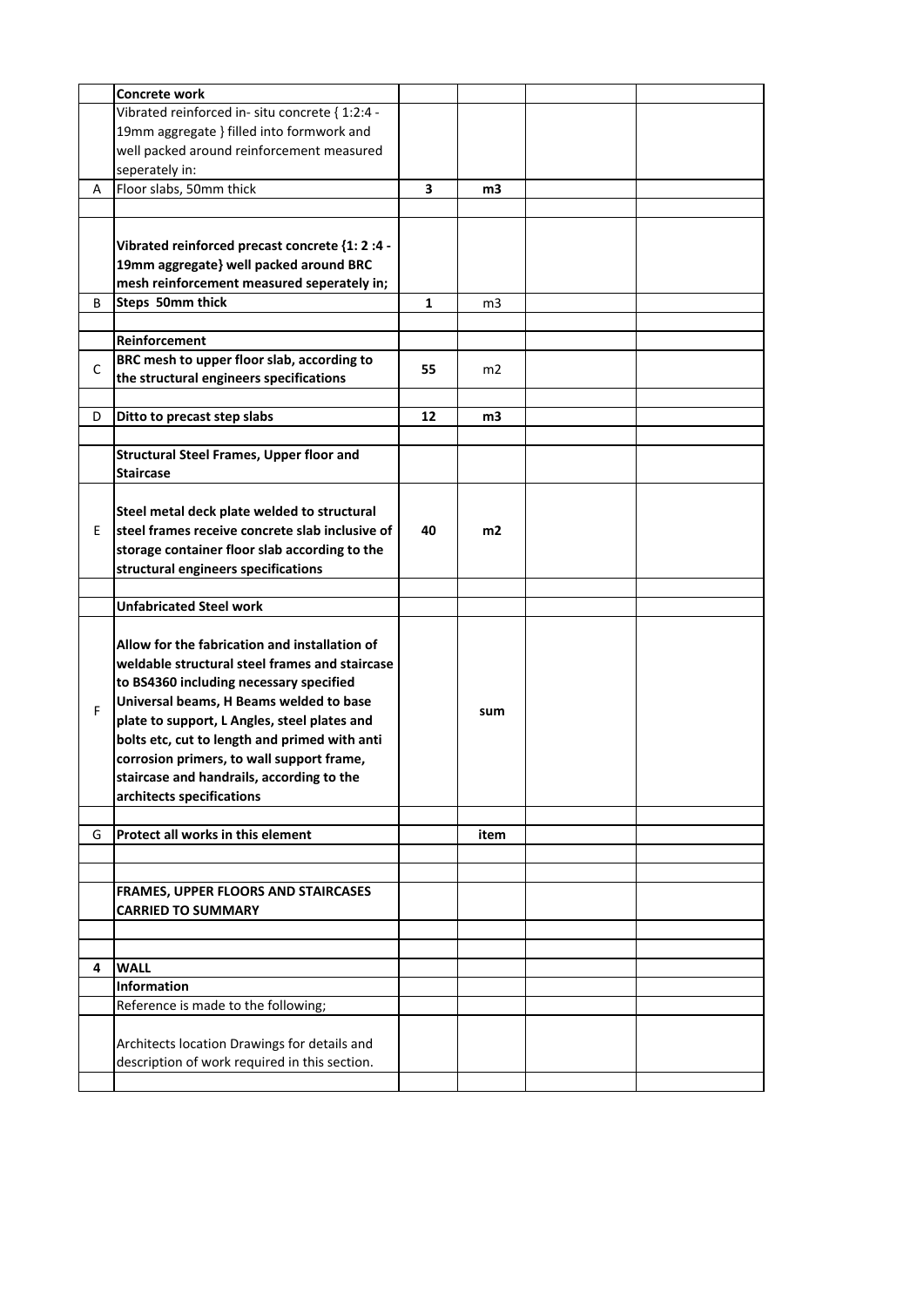| | | | | | |
|---|---|---|---|---|---|
| | **Concrete work** | | | | |
| | Vibrated reinforced in- situ concrete { 1:2:4 - 19mm aggregate } filled into formwork and well packed around reinforcement measured seperately in: | | | | |
| A | Floor slabs, 50mm thick | **3** | **m3** | | |
| | | | | | |
| | **Vibrated reinforced precast concrete {1: 2 :4 - 19mm aggregate} well packed around BRC mesh reinforcement measured seperately in;** | | | | |
| B | **Steps 50mm thick** | **1** | m3 | | |
| | | | | | |
| | **Reinforcement** | | | | |
| C | **BRC mesh to upper floor slab, according to the structural engineers specifications** | **55** | m2 | | |
| | | | | | |
| D | **Ditto to precast step slabs** | **12** | **m3** | | |
| | | | | | |
| | **Structural Steel Frames, Upper floor and Staircase** | | | | |
| E | **Steel metal deck plate welded to structural steel frames receive concrete slab inclusive of storage container floor slab according to the structural engineers specifications** | **40** | **m2** | | |
| | | | | | |
| | **Unfabricated Steel work** | | | | |
| F | **Allow for the fabrication and installation of weldable structural steel frames and staircase to BS4360 including necessary specified Universal beams, H Beams welded to base plate to support, L Angles, steel plates and bolts etc, cut to length and primed with anti corrosion primers, to wall support frame, staircase and handrails, according to the architects specifications** | | **sum** | | |
| | | | | | |
| G | **Protect all works in this element** | | **item** | | |
| | | | | | |
| | | | | | |
| | **FRAMES, UPPER FLOORS AND STAIRCASES CARRIED TO SUMMARY** | | | | |
| | | | | | |
| | | | | | |
| **4** | **WALL** | | | | |
| | **Information** | | | | |
| | Reference is made to the following; | | | | |
| | Architects location Drawings for details and description of work required in this section. | | | | |
| | | | | | |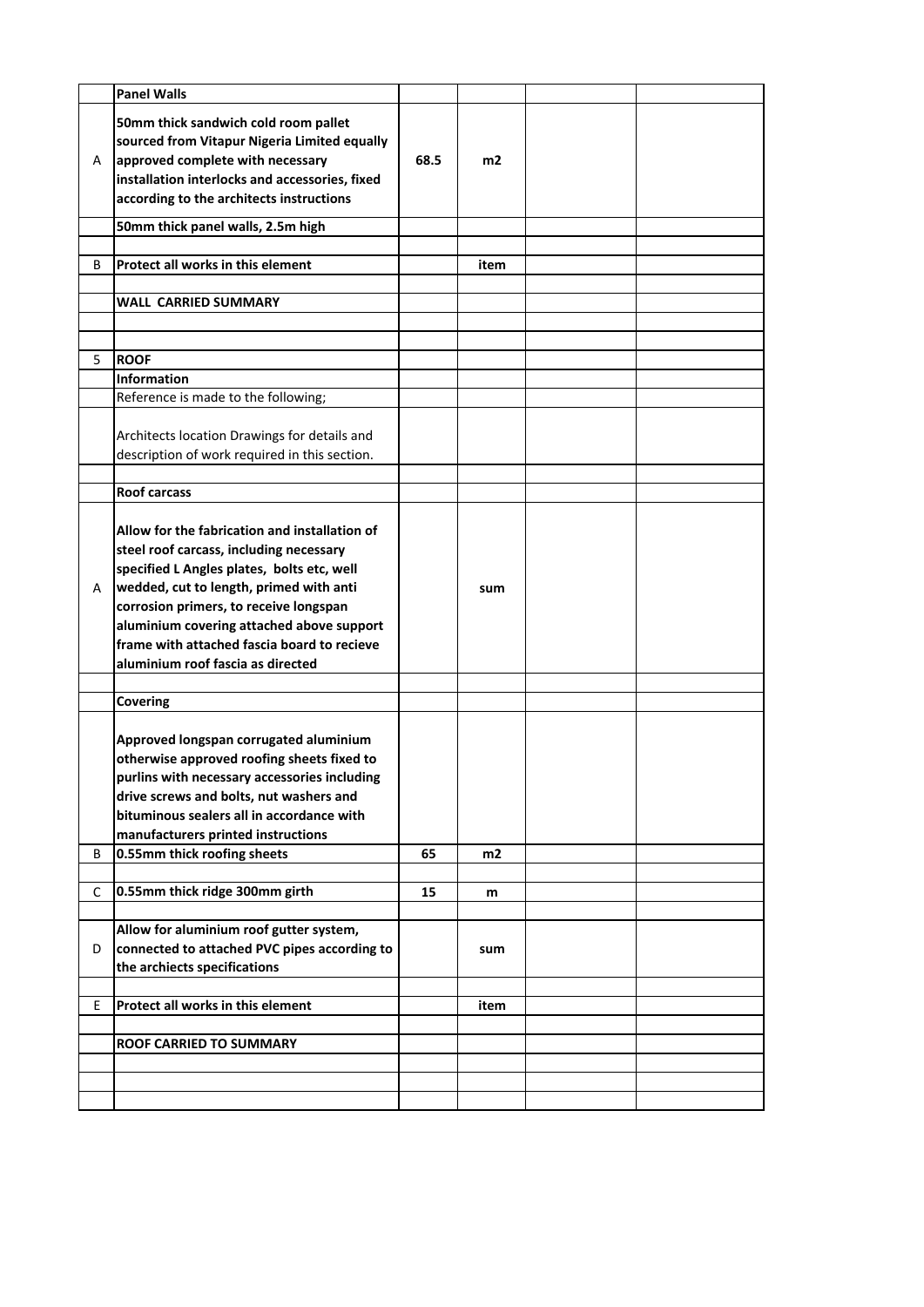|  | **Panel Walls** |  |  |  |  |
|---|---|---|---|---|---|
| A | **50mm thick sandwich cold room pallet sourced from Vitapur Nigeria Limited equally approved complete with necessary installation interlocks and accessories, fixed according to the architects instructions** | **68.5** | **m2** |  |  |
|  | **50mm thick panel walls, 2.5m high** |  |  |  |  |
|  |  |  |  |  |  |
| B | **Protect all works in this element** |  | **item** |  |  |
|  |  |  |  |  |  |
|  | **WALL CARRIED SUMMARY** |  |  |  |  |
|  |  |  |  |  |  |
|  |  |  |  |  |  |
| 5 | **ROOF** |  |  |  |  |
|  | **Information** |  |  |  |  |
|  | Reference is made to the following; |  |  |  |  |
|  | Architects location Drawings for details and description of work required in this section. |  |  |  |  |
|  |  |  |  |  |  |
|  | **Roof carcass** |  |  |  |  |
| A | **Allow for the fabrication and installation of steel roof carcass, including necessary specified L Angles plates, bolts etc, well wedded, cut to length, primed with anti corrosion primers, to receive longspan aluminium covering attached above support frame with attached fascia board to recieve aluminium roof fascia as directed** |  | **sum** |  |  |
|  |  |  |  |  |  |
|  | **Covering** |  |  |  |  |
|  | **Approved longspan corrugated aluminium otherwise approved roofing sheets fixed to purlins with necessary accessories including drive screws and bolts, nut washers and bituminous sealers all in accordance with manufacturers printed instructions** |  |  |  |  |
| B | **0.55mm thick roofing sheets** | **65** | **m2** |  |  |
|  |  |  |  |  |  |
| C | **0.55mm thick ridge 300mm girth** | **15** | **m** |  |  |
|  |  |  |  |  |  |
| D | **Allow for aluminium roof gutter system, connected to attached PVC pipes according to the archiects specifications** |  | **sum** |  |  |
|  |  |  |  |  |  |
| E | **Protect all works in this element** |  | **item** |  |  |
|  |  |  |  |  |  |
|  | **ROOF CARRIED TO SUMMARY** |  |  |  |  |
|  |  |  |  |  |  |
|  |  |  |  |  |  |
|  |  |  |  |  |  |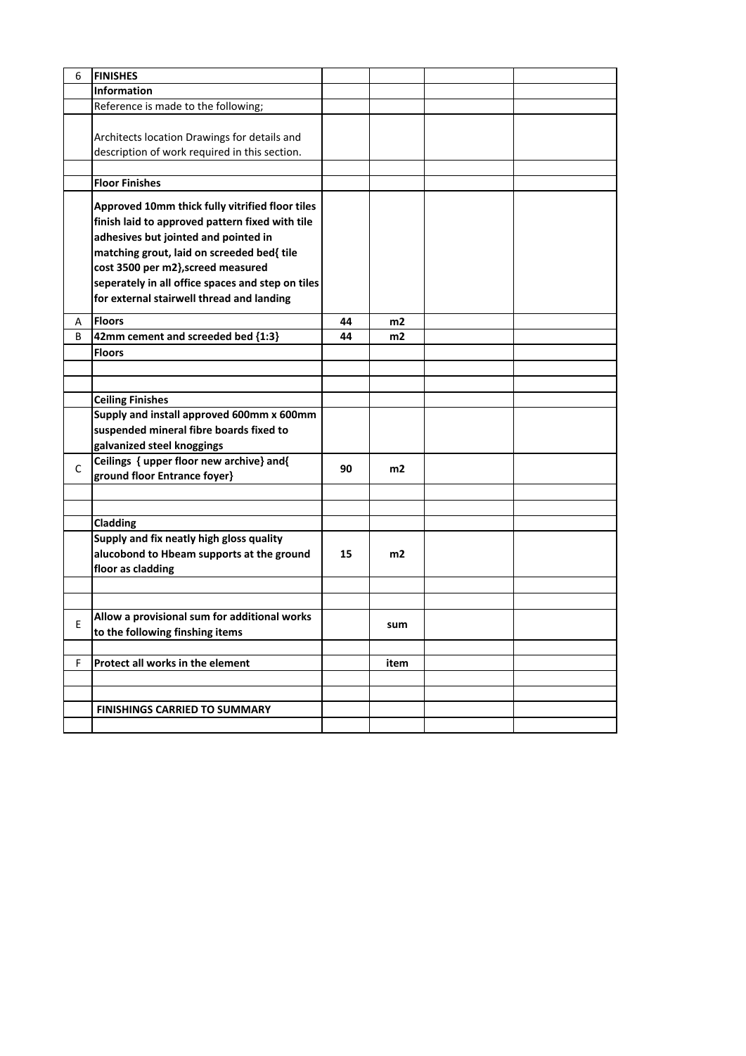| 6 | **FINISHES** | | | | |
|---|---|---|---|---|---|
| | **Information** | | | | |
| | Reference is made to the following; | | | | |
| | Architects location Drawings for details and description of work required in this section. | | | | |
| | | | | | |
| | **Floor Finishes** | | | | |
| | **Approved 10mm thick fully vitrified floor tiles finish laid to approved pattern fixed with tile adhesives but jointed and pointed in matching grout, laid on screeded bed{ tile cost 3500 per m2},screed measured seperately in all office spaces and step on tiles for external stairwell thread and landing** | | | | |
| A | **Floors** | **44** | **m2** | | |
| B | **42mm cement and screeded bed {1:3}** | **44** | **m2** | | |
| | **Floors** | | | | |
| | | | | | |
| | | | | | |
| | **Ceiling Finishes** | | | | |
| | **Supply and install approved 600mm x 600mm suspended mineral fibre boards fixed to galvanized steel knoggings** | | | | |
| C | **Ceilings { upper floor new archive} and{ ground floor Entrance foyer}** | **90** | **m2** | | |
| | | | | | |
| | | | | | |
| | **Cladding** | | | | |
| | **Supply and fix neatly high gloss quality alucobond to Hbeam supports at the ground floor as cladding** | **15** | **m2** | | |
| | | | | | |
| | | | | | |
| E | **Allow a provisional sum for additional works to the following finshing items** | | **sum** | | |
| | | | | | |
| F | **Protect all works in the element** | | **item** | | |
| | | | | | |
| | | | | | |
| | **FINISHINGS CARRIED TO SUMMARY** | | | | |
| | | | | | |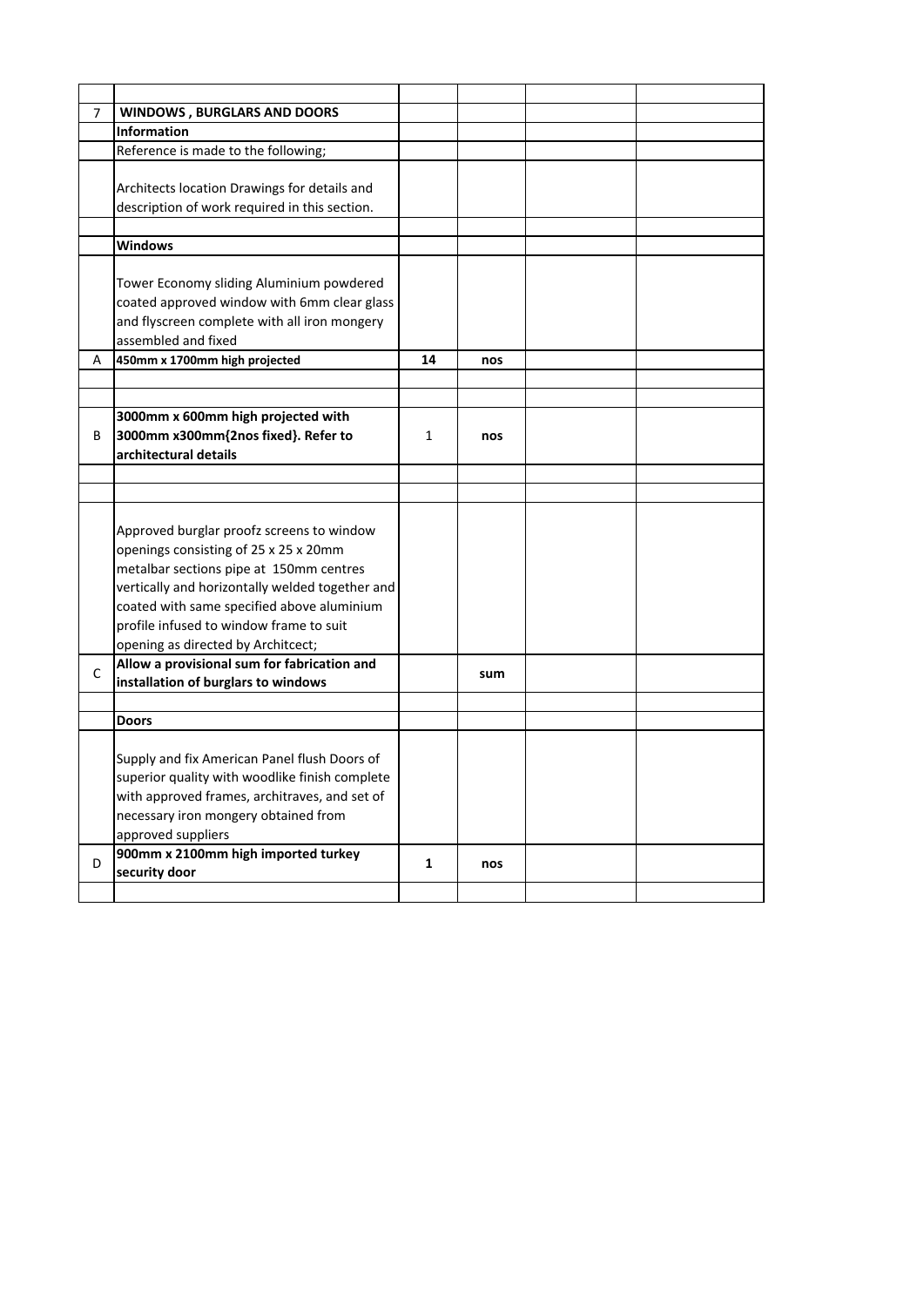| | | | | | |
|---|---|---|---|---|---|
| 7 | **WINDOWS , BURGLARS AND DOORS** | | | | |
| | **Information** | | | | |
| | Reference is made to the following; | | | | |
| | Architects location Drawings for details and description of work required in this section. | | | | |
| | | | | | |
| | **Windows** | | | | |
| | Tower Economy sliding Aluminium powdered coated approved window with 6mm clear glass and flyscreen complete with all iron mongery assembled and fixed | | | | |
| A | **450mm x 1700mm high projected** | **14** | **nos** | | |
| | | | | | |
| | | | | | |
| B | **3000mm x 600mm high projected with 3000mm x300mm{2nos fixed}. Refer to architectural details** | 1 | **nos** | | |
| | | | | | |
| | | | | | |
| | Approved burglar proofz screens to window openings consisting of 25 x 25 x 20mm metalbar sections pipe at 150mm centres vertically and horizontally welded together and coated with same specified above aluminium profile infused to window frame to suit opening as directed by Architcect; | | | | |
| C | **Allow a provisional sum for fabrication and installation of burglars to windows** | | **sum** | | |
| | | | | | |
| | **Doors** | | | | |
| | Supply and fix American Panel flush Doors of superior quality with woodlike finish complete with approved frames, architraves, and set of necessary iron mongery obtained from approved suppliers | | | | |
| D | **900mm x 2100mm high imported turkey security door** | **1** | **nos** | | |
| | | | | | |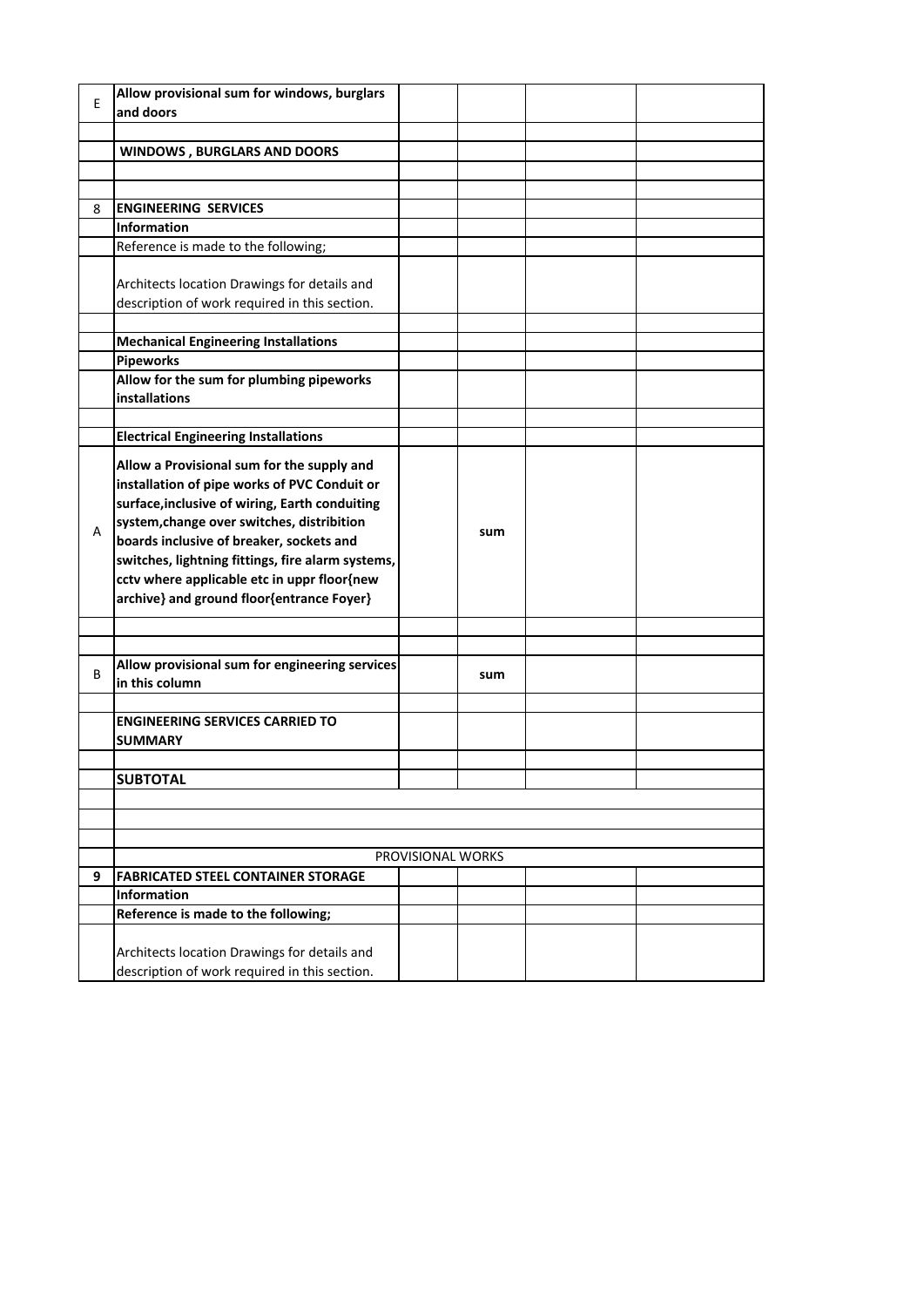| | | | | | |
|---|---|---|---|---|---|
| E | **Allow provisional sum for windows, burglars and doors** | | | | |
| | | | | | |
| | **WINDOWS , BURGLARS AND DOORS** | | | | |
| | | | | | |
| | | | | | |
| 8 | **ENGINEERING SERVICES** | | | | |
| | **Information** | | | | |
| | Reference is made to the following; | | | | |
| | Architects location Drawings for details and description of work required in this section. | | | | |
| | | | | | |
| | **Mechanical Engineering Installations** | | | | |
| | **Pipeworks** | | | | |
| | **Allow for the sum for plumbing pipeworks installations** | | | | |
| | | | | | |
| | **Electrical Engineering Installations** | | | | |
| A | **Allow a Provisional sum for the supply and installation of pipe works of PVC Conduit or surface,inclusive of wiring, Earth conduiting system,change over switches, distribition boards inclusive of breaker, sockets and switches, lightning fittings, fire alarm systems, cctv where applicable etc in uppr floor{new archive} and ground floor{entrance Foyer}** | | **sum** | | |
| | | | | | |
| | | | | | |
| B | **Allow provisional sum for engineering services in this column** | | **sum** | | |
| | | | | | |
| | **ENGINEERING SERVICES CARRIED TO SUMMARY** | | | | |
| | | | | | |
| | **SUBTOTAL** | | | | |
| | | | | | |
| | | | | | |
| | | | | | |
| | PROVISIONAL WORKS | | | | |
| **9** | **FABRICATED STEEL CONTAINER STORAGE** | | | | |
| | **Information** | | | | |
| | **Reference is made to the following;** | | | | |
| | Architects location Drawings for details and description of work required in this section. | | | | |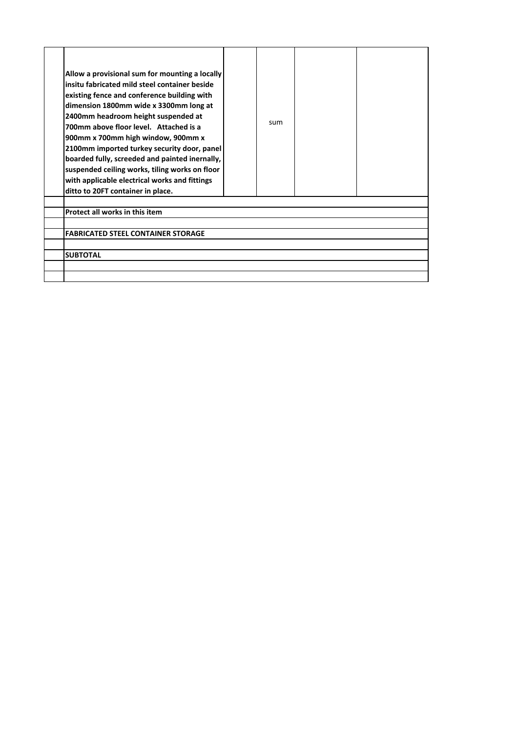|  |  |  |  |  |  |
|---|---|---|---|---|---|
|  | **Allow a provisional sum for mounting a locally insitu fabricated mild steel container beside existing fence and conference building with dimension 1800mm wide x 3300mm long at 2400mm headroom height suspended at 700mm above floor level. Attached is a 900mm x 700mm high window, 900mm x 2100mm imported turkey security door, panel boarded fully, screeded and painted inernally, suspended ceiling works, tiling works on floor with applicable electrical works and fittings ditto to 20FT container in place.** |  | sum |  |  |
|  |  |  |  |  |  |
|  | **Protect all works in this item** |  |  |  |  |
|  |  |  |  |  |  |
|  | **FABRICATED STEEL CONTAINER STORAGE** |  |  |  |  |
|  |  |  |  |  |  |
|  | **SUBTOTAL** |  |  |  |  |
|  |  |  |  |  |  |
|  |  |  |  |  |  |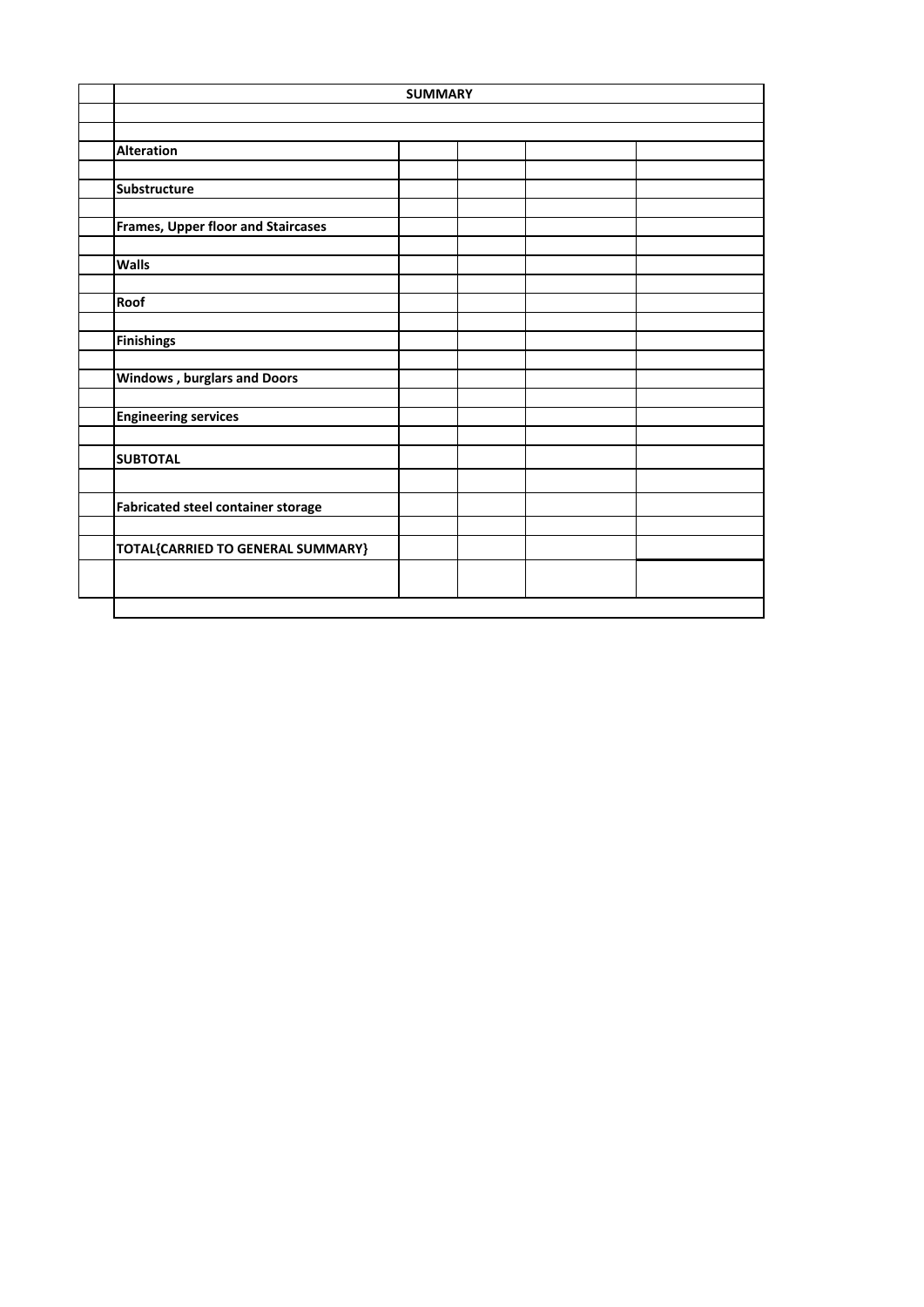**SUMMARY**

| | | | | | |
|---|---|---|---|---|---|
| | | | | | |
| | | | | | |
| | **Alteration** | | | | |
| | | | | | |
| | **Substructure** | | | | |
| | | | | | |
| | **Frames, Upper floor and Staircases** | | | | |
| | | | | | |
| | **Walls** | | | | |
| | | | | | |
| | **Roof** | | | | |
| | | | | | |
| | **Finishings** | | | | |
| | | | | | |
| | **Windows , burglars and Doors** | | | | |
| | | | | | |
| | **Engineering services** | | | | |
| | | | | | |
| | **SUBTOTAL** | | | | |
| | | | | | |
| | **Fabricated steel container storage** | | | | |
| | | | | | |
| | **TOTAL{CARRIED TO GENERAL SUMMARY}** | | | | |
| | | | | | |
| | | | | | |